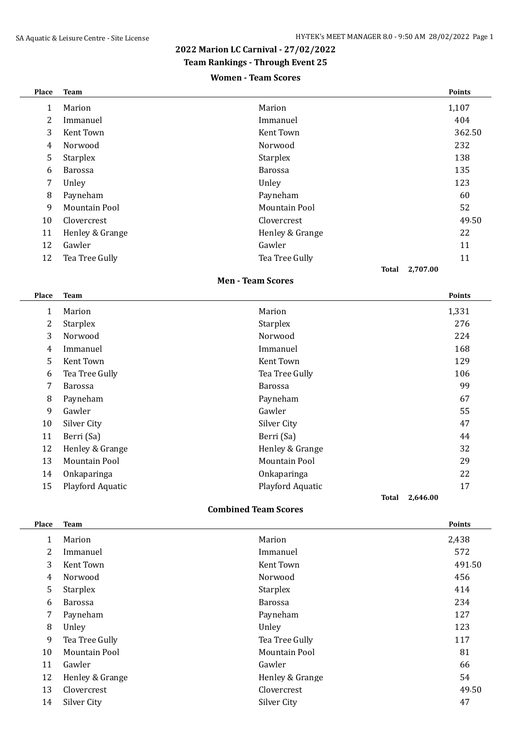## 2022 Marion LC Carnival - 27/02/2022

### Team Rankings - Through Event 25

#### Women - Team Scores

| Place | Team | | Points |
|---|---|---|---|
| 1 | Marion | Marion | 1,107 |
| 2 | Immanuel | Immanuel | 404 |
| 3 | Kent Town | Kent Town | 362.50 |
| 4 | Norwood | Norwood | 232 |
| 5 | Starplex | Starplex | 138 |
| 6 | Barossa | Barossa | 135 |
| 7 | Unley | Unley | 123 |
| 8 | Payneham | Payneham | 60 |
| 9 | Mountain Pool | Mountain Pool | 52 |
| 10 | Clovercrest | Clovercrest | 49.50 |
| 11 | Henley & Grange | Henley & Grange | 22 |
| 12 | Gawler | Gawler | 11 |
| 12 | Tea Tree Gully | Tea Tree Gully | 11 |
| | | **Total** | **2,707.00** |

#### Men - Team Scores

| Place | Team | | Points |
|---|---|---|---|
| 1 | Marion | Marion | 1,331 |
| 2 | Starplex | Starplex | 276 |
| 3 | Norwood | Norwood | 224 |
| 4 | Immanuel | Immanuel | 168 |
| 5 | Kent Town | Kent Town | 129 |
| 6 | Tea Tree Gully | Tea Tree Gully | 106 |
| 7 | Barossa | Barossa | 99 |
| 8 | Payneham | Payneham | 67 |
| 9 | Gawler | Gawler | 55 |
| 10 | Silver City | Silver City | 47 |
| 11 | Berri (Sa) | Berri (Sa) | 44 |
| 12 | Henley & Grange | Henley & Grange | 32 |
| 13 | Mountain Pool | Mountain Pool | 29 |
| 14 | Onkaparinga | Onkaparinga | 22 |
| 15 | Playford Aquatic | Playford Aquatic | 17 |
| | | **Total** | **2,646.00** |

#### Combined Team Scores

| Place | Team | | Points |
|---|---|---|---|
| 1 | Marion | Marion | 2,438 |
| 2 | Immanuel | Immanuel | 572 |
| 3 | Kent Town | Kent Town | 491.50 |
| 4 | Norwood | Norwood | 456 |
| 5 | Starplex | Starplex | 414 |
| 6 | Barossa | Barossa | 234 |
| 7 | Payneham | Payneham | 127 |
| 8 | Unley | Unley | 123 |
| 9 | Tea Tree Gully | Tea Tree Gully | 117 |
| 10 | Mountain Pool | Mountain Pool | 81 |
| 11 | Gawler | Gawler | 66 |
| 12 | Henley & Grange | Henley & Grange | 54 |
| 13 | Clovercrest | Clovercrest | 49.50 |
| 14 | Silver City | Silver City | 47 |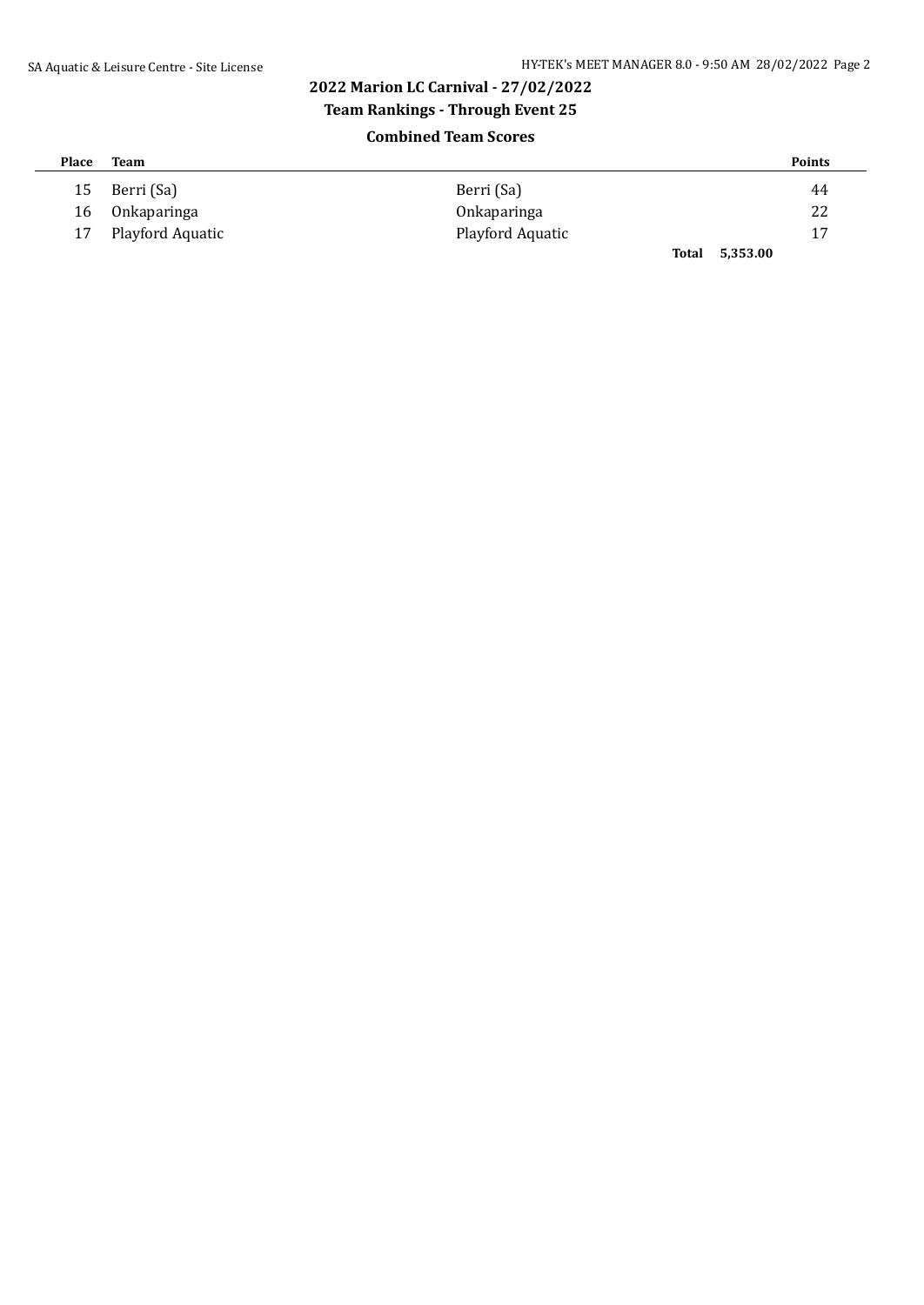## 2022 Marion LC Carnival - 27/02/2022

### Team Rankings - Through Event 25

#### Combined Team Scores

| Place | Team | | Points |
|---|---|---|---|
| 15 | Berri (Sa) | Berri (Sa) | 44 |
| 16 | Onkaparinga | Onkaparinga | 22 |
| 17 | Playford Aquatic | Playford Aquatic | 17 |
| | | **Total** | **5,353.00** |